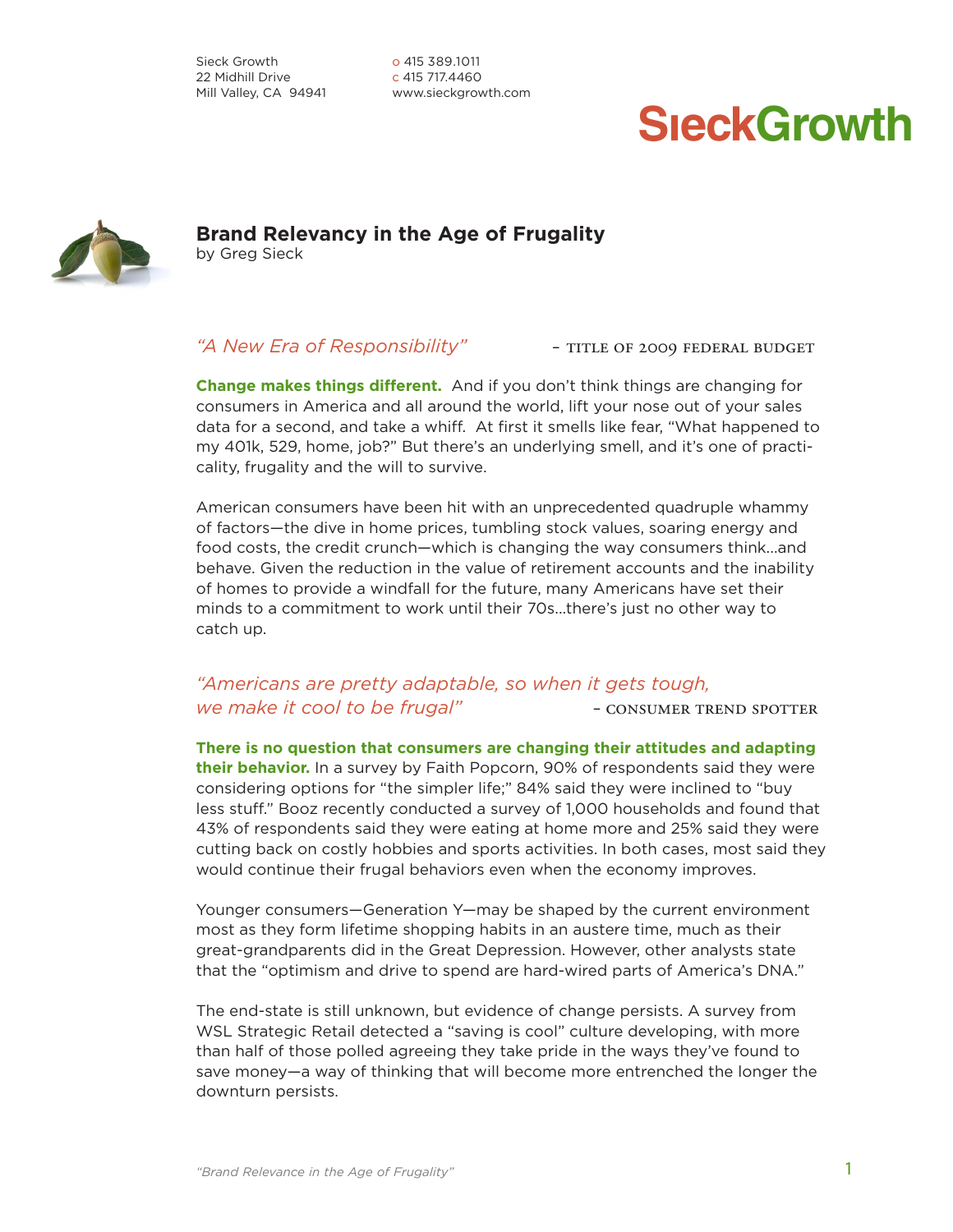Sieck Growth
22 Midhill Drive
Mill Valley, CA 94941

o 415 389.1011
c 415 717.4460
www.sieckgrowth.com

SieckGrowth

# Brand Relevancy in the Age of Frugality

by Greg Sieck

*"A New Era of Responsibility"* — TITLE OF 2009 FEDERAL BUDGET

**Change makes things different.** And if you don't think things are changing for consumers in America and all around the world, lift your nose out of your sales data for a second, and take a whiff. At first it smells like fear, "What happened to my 401k, 529, home, job?" But there's an underlying smell, and it's one of practicality, frugality and the will to survive.

American consumers have been hit with an unprecedented quadruple whammy of factors—the dive in home prices, tumbling stock values, soaring energy and food costs, the credit crunch—which is changing the way consumers think...and behave. Given the reduction in the value of retirement accounts and the inability of homes to provide a windfall for the future, many Americans have set their minds to a commitment to work until their 70s...there's just no other way to catch up.

*"Americans are pretty adaptable, so when it gets tough, we make it cool to be frugal"* — CONSUMER TREND SPOTTER

**There is no question that consumers are changing their attitudes and adapting their behavior.** In a survey by Faith Popcorn, 90% of respondents said they were considering options for "the simpler life;" 84% said they were inclined to "buy less stuff." Booz recently conducted a survey of 1,000 households and found that 43% of respondents said they were eating at home more and 25% said they were cutting back on costly hobbies and sports activities. In both cases, most said they would continue their frugal behaviors even when the economy improves.

Younger consumers—Generation Y—may be shaped by the current environment most as they form lifetime shopping habits in an austere time, much as their great-grandparents did in the Great Depression. However, other analysts state that the "optimism and drive to spend are hard-wired parts of America's DNA."

The end-state is still unknown, but evidence of change persists. A survey from WSL Strategic Retail detected a "saving is cool" culture developing, with more than half of those polled agreeing they take pride in the ways they've found to save money—a way of thinking that will become more entrenched the longer the downturn persists.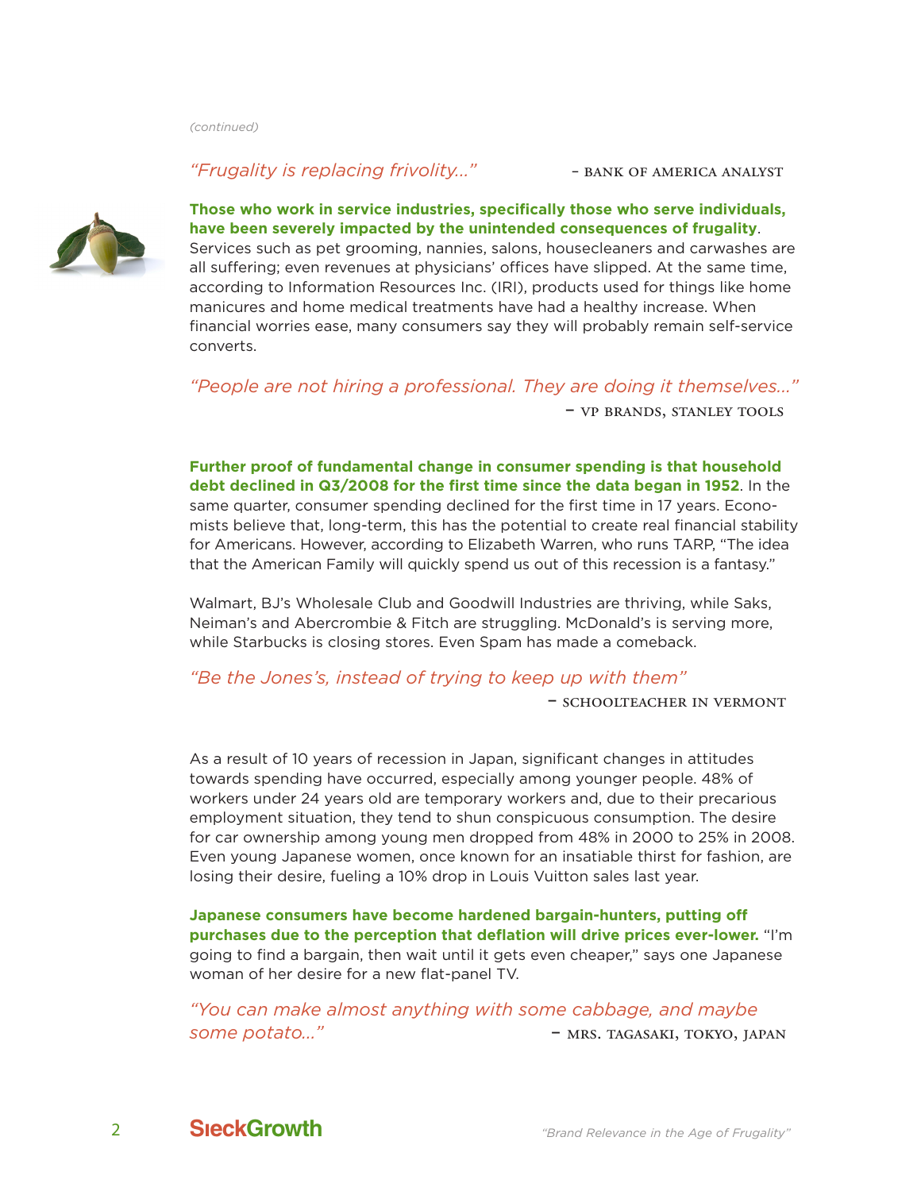*(continued)*

*"Frugality is replacing frivolity..."* – BANK OF AMERICA ANALYST

**Those who work in service industries, specifically those who serve individuals, have been severely impacted by the unintended consequences of frugality**. Services such as pet grooming, nannies, salons, housecleaners and carwashes are all suffering; even revenues at physicians' offices have slipped. At the same time, according to Information Resources Inc. (IRI), products used for things like home manicures and home medical treatments have had a healthy increase. When financial worries ease, many consumers say they will probably remain self-service converts.

*"People are not hiring a professional. They are doing it themselves..."* – VP BRANDS, STANLEY TOOLS

**Further proof of fundamental change in consumer spending is that household debt declined in Q3/2008 for the first time since the data began in 1952**. In the same quarter, consumer spending declined for the first time in 17 years. Economists believe that, long-term, this has the potential to create real financial stability for Americans. However, according to Elizabeth Warren, who runs TARP, "The idea that the American Family will quickly spend us out of this recession is a fantasy."

Walmart, BJ's Wholesale Club and Goodwill Industries are thriving, while Saks, Neiman's and Abercrombie & Fitch are struggling. McDonald's is serving more, while Starbucks is closing stores. Even Spam has made a comeback.

*"Be the Jones's, instead of trying to keep up with them"* – SCHOOLTEACHER IN VERMONT

As a result of 10 years of recession in Japan, significant changes in attitudes towards spending have occurred, especially among younger people. 48% of workers under 24 years old are temporary workers and, due to their precarious employment situation, they tend to shun conspicuous consumption. The desire for car ownership among young men dropped from 48% in 2000 to 25% in 2008. Even young Japanese women, once known for an insatiable thirst for fashion, are losing their desire, fueling a 10% drop in Louis Vuitton sales last year.

**Japanese consumers have become hardened bargain-hunters, putting off purchases due to the perception that deflation will drive prices ever-lower.** "I'm going to find a bargain, then wait until it gets even cheaper," says one Japanese woman of her desire for a new flat-panel TV.

*"You can make almost anything with some cabbage, and maybe some potato..."* – MRS. TAGASAKI, TOKYO, JAPAN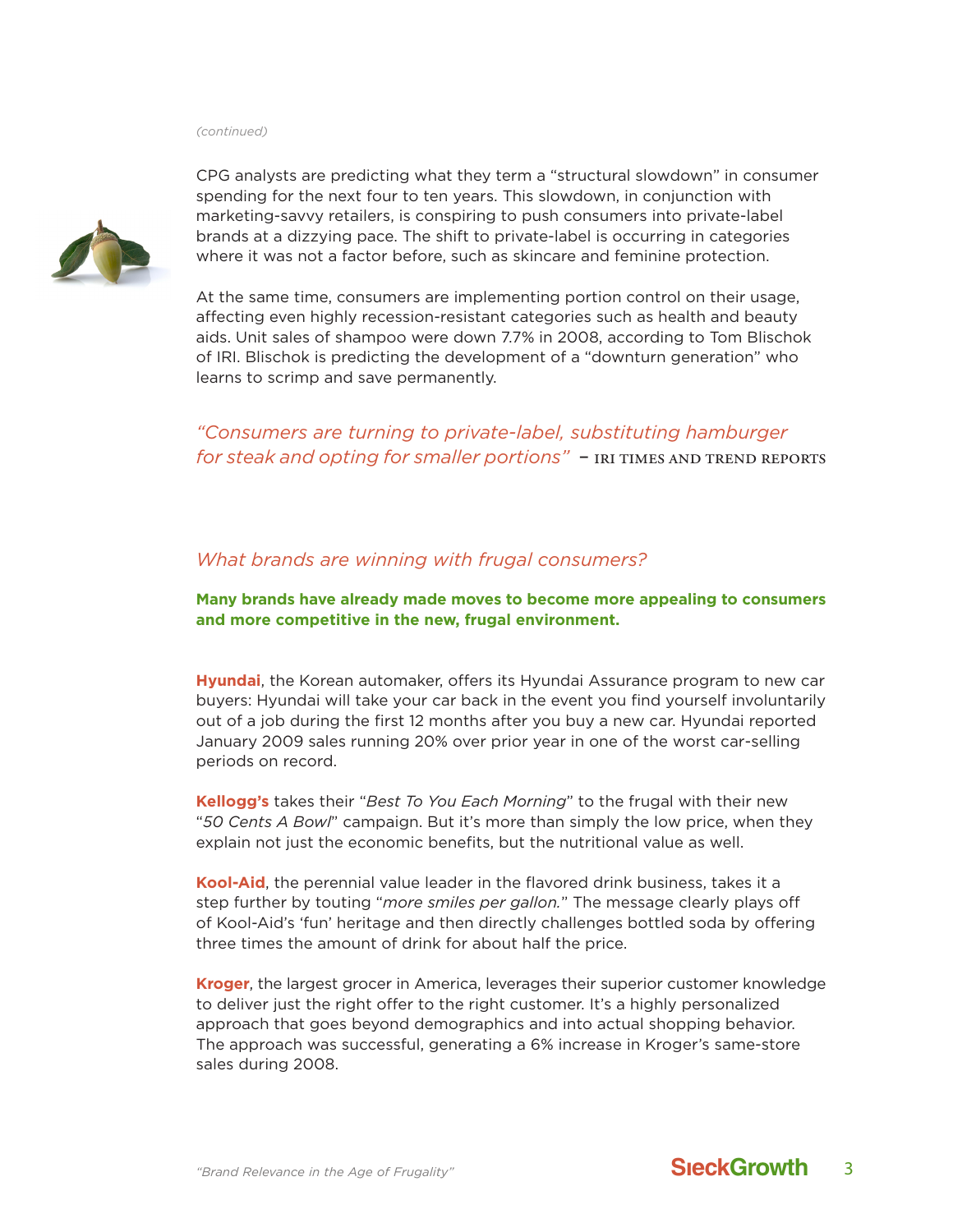*(continued)*

CPG analysts are predicting what they term a "structural slowdown" in consumer spending for the next four to ten years. This slowdown, in conjunction with marketing-savvy retailers, is conspiring to push consumers into private-label brands at a dizzying pace. The shift to private-label is occurring in categories where it was not a factor before, such as skincare and feminine protection.

At the same time, consumers are implementing portion control on their usage, affecting even highly recession-resistant categories such as health and beauty aids. Unit sales of shampoo were down 7.7% in 2008, according to Tom Blischok of IRI. Blischok is predicting the development of a "downturn generation" who learns to scrimp and save permanently.

> *"Consumers are turning to private-label, substituting hamburger for steak and opting for smaller portions"* – IRI TIMES AND TREND REPORTS

## *What brands are winning with frugal consumers?*

**Many brands have already made moves to become more appealing to consumers and more competitive in the new, frugal environment.**

**Hyundai**, the Korean automaker, offers its Hyundai Assurance program to new car buyers: Hyundai will take your car back in the event you find yourself involuntarily out of a job during the first 12 months after you buy a new car. Hyundai reported January 2009 sales running 20% over prior year in one of the worst car-selling periods on record.

**Kellogg's** takes their "*Best To You Each Morning*" to the frugal with their new "*50 Cents A Bowl*" campaign. But it's more than simply the low price, when they explain not just the economic benefits, but the nutritional value as well.

**Kool-Aid**, the perennial value leader in the flavored drink business, takes it a step further by touting "*more smiles per gallon.*" The message clearly plays off of Kool-Aid's 'fun' heritage and then directly challenges bottled soda by offering three times the amount of drink for about half the price.

**Kroger**, the largest grocer in America, leverages their superior customer knowledge to deliver just the right offer to the right customer. It's a highly personalized approach that goes beyond demographics and into actual shopping behavior. The approach was successful, generating a 6% increase in Kroger's same-store sales during 2008.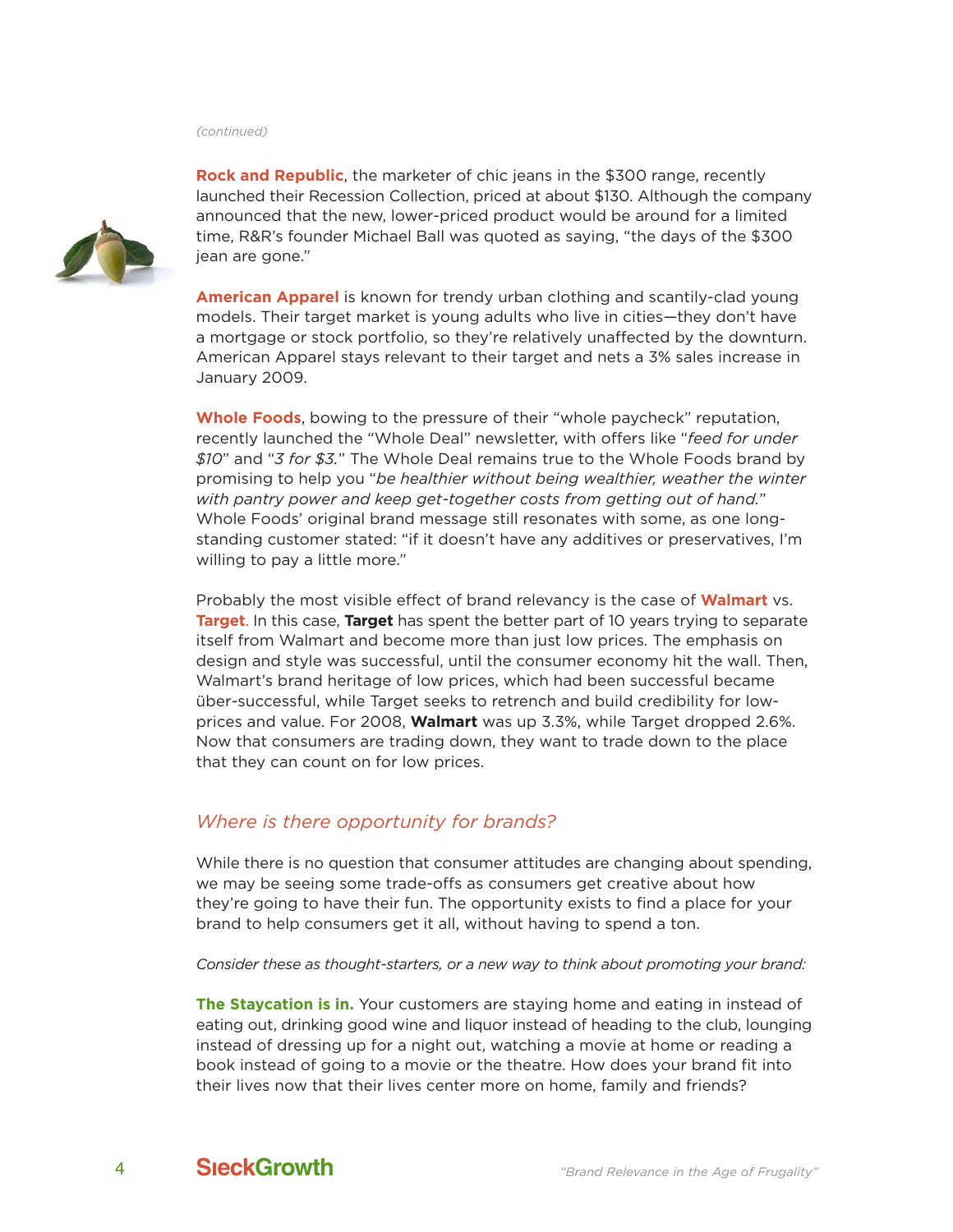*(continued)*

**Rock and Republic**, the marketer of chic jeans in the $300 range, recently launched their Recession Collection, priced at about $130. Although the company announced that the new, lower-priced product would be around for a limited time, R&R's founder Michael Ball was quoted as saying, "the days of the $300 jean are gone."

**American Apparel** is known for trendy urban clothing and scantily-clad young models. Their target market is young adults who live in cities—they don't have a mortgage or stock portfolio, so they're relatively unaffected by the downturn. American Apparel stays relevant to their target and nets a 3% sales increase in January 2009.

**Whole Foods**, bowing to the pressure of their "whole paycheck" reputation, recently launched the "Whole Deal" newsletter, with offers like "*feed for under $10*" and "*3 for $3.*" The Whole Deal remains true to the Whole Foods brand by promising to help you "*be healthier without being wealthier, weather the winter with pantry power and keep get-together costs from getting out of hand.*" Whole Foods' original brand message still resonates with some, as one long-standing customer stated: "if it doesn't have any additives or preservatives, I'm willing to pay a little more."

Probably the most visible effect of brand relevancy is the case of **Walmart** vs. **Target**. In this case, **Target** has spent the better part of 10 years trying to separate itself from Walmart and become more than just low prices. The emphasis on design and style was successful, until the consumer economy hit the wall. Then, Walmart's brand heritage of low prices, which had been successful became über-successful, while Target seeks to retrench and build credibility for low-prices and value. For 2008, **Walmart** was up 3.3%, while Target dropped 2.6%. Now that consumers are trading down, they want to trade down to the place that they can count on for low prices.

## *Where is there opportunity for brands?*

While there is no question that consumer attitudes are changing about spending, we may be seeing some trade-offs as consumers get creative about how they're going to have their fun. The opportunity exists to find a place for your brand to help consumers get it all, without having to spend a ton.

*Consider these as thought-starters, or a new way to think about promoting your brand:*

**The Staycation is in.** Your customers are staying home and eating in instead of eating out, drinking good wine and liquor instead of heading to the club, lounging instead of dressing up for a night out, watching a movie at home or reading a book instead of going to a movie or the theatre. How does your brand fit into their lives now that their lives center more on home, family and friends?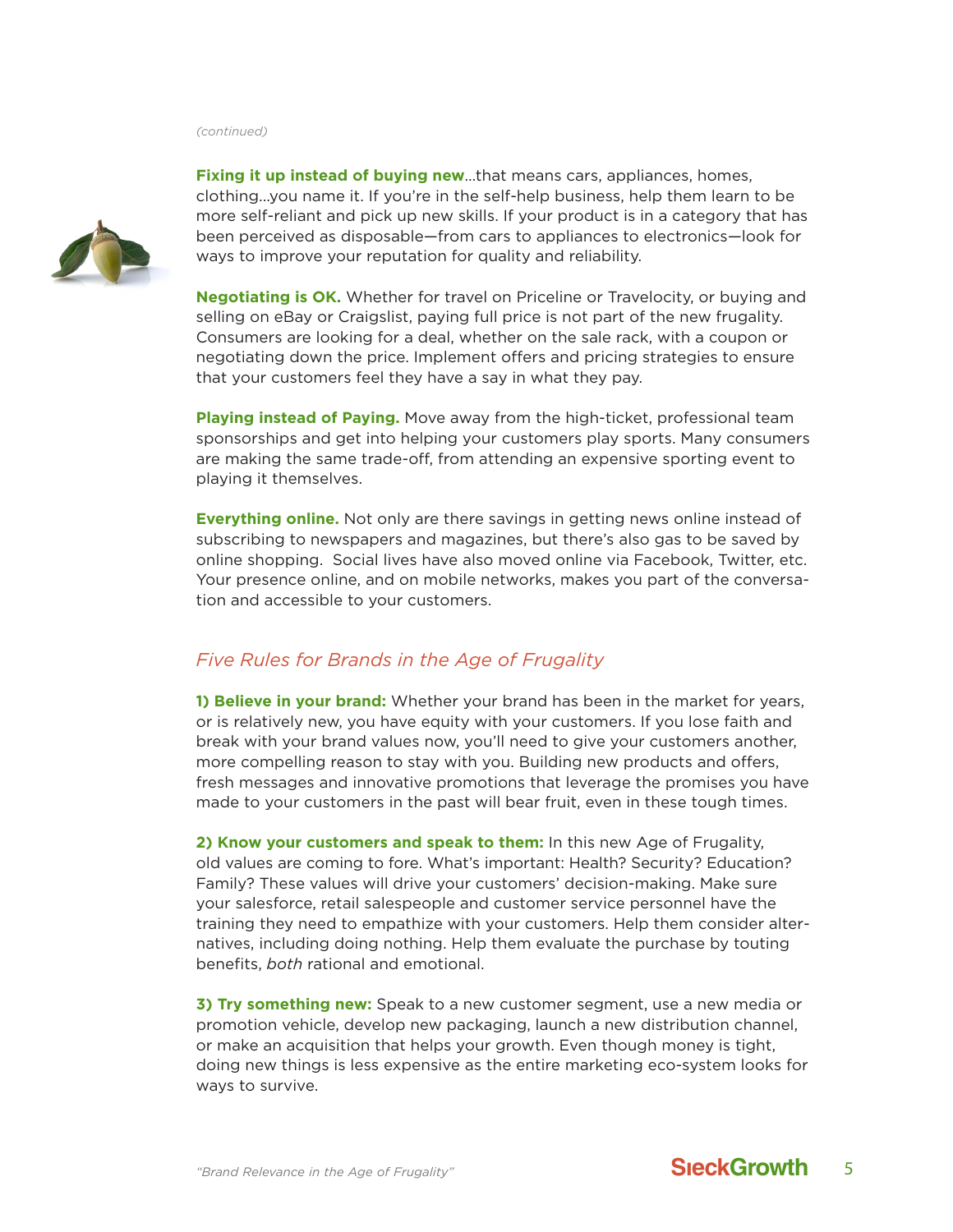*(continued)*

**Fixing it up instead of buying new**...that means cars, appliances, homes, clothing...you name it. If you're in the self-help business, help them learn to be more self-reliant and pick up new skills. If your product is in a category that has been perceived as disposable—from cars to appliances to electronics—look for ways to improve your reputation for quality and reliability.

**Negotiating is OK.** Whether for travel on Priceline or Travelocity, or buying and selling on eBay or Craigslist, paying full price is not part of the new frugality. Consumers are looking for a deal, whether on the sale rack, with a coupon or negotiating down the price. Implement offers and pricing strategies to ensure that your customers feel they have a say in what they pay.

**Playing instead of Paying.** Move away from the high-ticket, professional team sponsorships and get into helping your customers play sports. Many consumers are making the same trade-off, from attending an expensive sporting event to playing it themselves.

**Everything online.** Not only are there savings in getting news online instead of subscribing to newspapers and magazines, but there's also gas to be saved by online shopping. Social lives have also moved online via Facebook, Twitter, etc. Your presence online, and on mobile networks, makes you part of the conversation and accessible to your customers.

## *Five Rules for Brands in the Age of Frugality*

**1) Believe in your brand:** Whether your brand has been in the market for years, or is relatively new, you have equity with your customers. If you lose faith and break with your brand values now, you'll need to give your customers another, more compelling reason to stay with you. Building new products and offers, fresh messages and innovative promotions that leverage the promises you have made to your customers in the past will bear fruit, even in these tough times.

**2) Know your customers and speak to them:** In this new Age of Frugality, old values are coming to fore. What's important: Health? Security? Education? Family? These values will drive your customers' decision-making. Make sure your salesforce, retail salespeople and customer service personnel have the training they need to empathize with your customers. Help them consider alternatives, including doing nothing. Help them evaluate the purchase by touting benefits, *both* rational and emotional.

**3) Try something new:** Speak to a new customer segment, use a new media or promotion vehicle, develop new packaging, launch a new distribution channel, or make an acquisition that helps your growth. Even though money is tight, doing new things is less expensive as the entire marketing eco-system looks for ways to survive.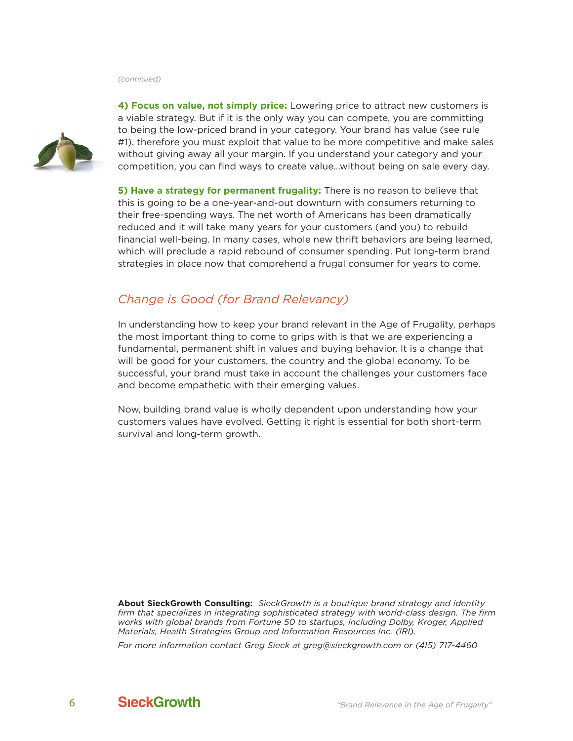*(continued)*

**4) Focus on value, not simply price:** Lowering price to attract new customers is a viable strategy. But if it is the only way you can compete, you are committing to being the low-priced brand in your category. Your brand has value (see rule #1), therefore you must exploit that value to be more competitive and make sales without giving away all your margin. If you understand your category and your competition, you can find ways to create value...without being on sale every day.

**5) Have a strategy for permanent frugality:** There is no reason to believe that this is going to be a one-year-and-out downturn with consumers returning to their free-spending ways. The net worth of Americans has been dramatically reduced and it will take many years for your customers (and you) to rebuild financial well-being. In many cases, whole new thrift behaviors are being learned, which will preclude a rapid rebound of consumer spending. Put long-term brand strategies in place now that comprehend a frugal consumer for years to come.

## *Change is Good (for Brand Relevancy)*

In understanding how to keep your brand relevant in the Age of Frugality, perhaps the most important thing to come to grips with is that we are experiencing a fundamental, permanent shift in values and buying behavior. It is a change that will be good for your customers, the country and the global economy. To be successful, your brand must take in account the challenges your customers face and become empathetic with their emerging values.

Now, building brand value is wholly dependent upon understanding how your customers values have evolved. Getting it right is essential for both short-term survival and long-term growth.

**About SieckGrowth Consulting:** *SieckGrowth is a boutique brand strategy and identity firm that specializes in integrating sophisticated strategy with world-class design. The firm works with global brands from Fortune 50 to startups, including Dolby, Kroger, Applied Materials, Health Strategies Group and Information Resources Inc. (IRI).*

*For more information contact Greg Sieck at greg@sieckgrowth.com or (415) 717-4460*